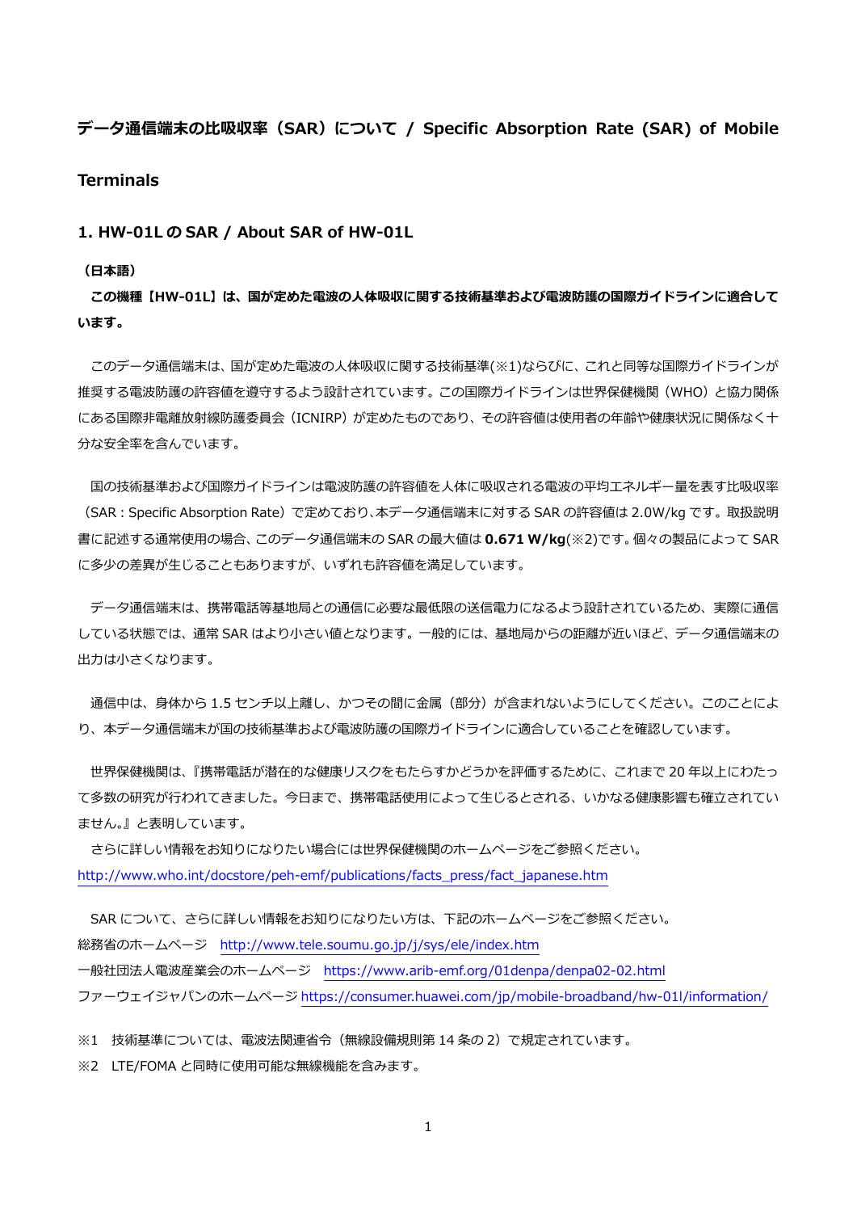# データ通信端末の比吸収率（SAR）について / Specific Absorption Rate (SAR) of Mobile Terminals

## 1. HW-01L の SAR / About SAR of HW-01L

**（日本語）**

**この機種【HW-01L】は、国が定めた電波の人体吸収に関する技術基準および電波防護の国際ガイドラインに適合しています。**

このデータ通信端末は、国が定めた電波の人体吸収に関する技術基準(※1)ならびに、これと同等な国際ガイドラインが推奨する電波防護の許容値を遵守するよう設計されています。この国際ガイドラインは世界保健機関（WHO）と協力関係にある国際非電離放射線防護委員会（ICNIRP）が定めたものであり、その許容値は使用者の年齢や健康状況に関係なく十分な安全率を含んでいます。

国の技術基準および国際ガイドラインは電波防護の許容値を人体に吸収される電波の平均エネルギー量を表す比吸収率（SAR : Specific Absorption Rate）で定めており､本データ通信端末に対する SAR の許容値は 2.0W/kg です。取扱説明書に記述する通常使用の場合、このデータ通信端末の SAR の最大値は **0.671 W/kg**(※2)です。個々の製品によって SAR に多少の差異が生じることもありますが、いずれも許容値を満足しています。

データ通信端末は、携帯電話等基地局との通信に必要な最低限の送信電力になるよう設計されているため、実際に通信している状態では、通常 SAR はより小さい値となります。一般的には、基地局からの距離が近いほど、データ通信端末の出力は小さくなります。

通信中は、身体から 1.5 センチ以上離し、かつその間に金属（部分）が含まれないようにしてください。このことにより、本データ通信端末が国の技術基準および電波防護の国際ガイドラインに適合していることを確認しています。

世界保健機関は、『携帯電話が潜在的な健康リスクをもたらすかどうかを評価するために、これまで 20 年以上にわたって多数の研究が行われてきました。今日まで、携帯電話使用によって生じるとされる、いかなる健康影響も確立されていません。』と表明しています。

さらに詳しい情報をお知りになりたい場合には世界保健機関のホームページをご参照ください。
http://www.who.int/docstore/peh-emf/publications/facts_press/fact_japanese.htm

SAR について、さらに詳しい情報をお知りになりたい方は、下記のホームページをご参照ください。
総務省のホームページ　http://www.tele.soumu.go.jp/j/sys/ele/index.htm
一般社団法人電波産業会のホームページ　https://www.arib-emf.org/01denpa/denpa02-02.html
ファーウェイジャパンのホームページ https://consumer.huawei.com/jp/mobile-broadband/hw-01l/information/

※1　技術基準については、電波法関連省令（無線設備規則第 14 条の 2）で規定されています。
※2　LTE/FOMA と同時に使用可能な無線機能を含みます。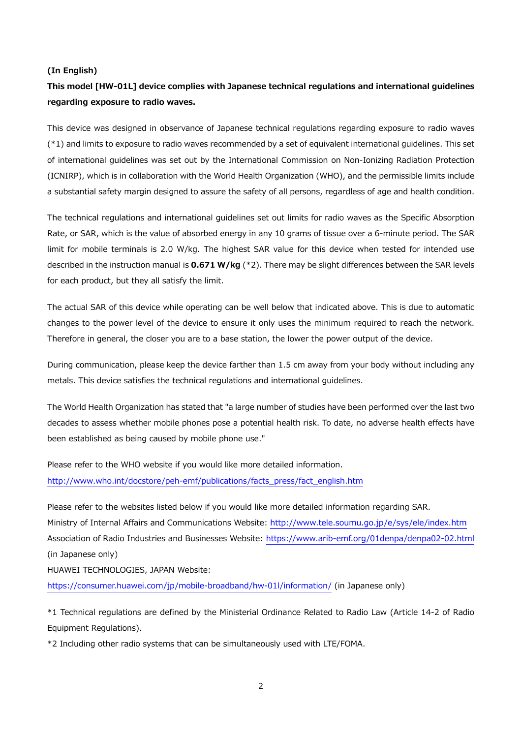**(In English)**

**This model [HW-01L] device complies with Japanese technical regulations and international guidelines regarding exposure to radio waves.**

This device was designed in observance of Japanese technical regulations regarding exposure to radio waves (*1) and limits to exposure to radio waves recommended by a set of equivalent international guidelines. This set of international guidelines was set out by the International Commission on Non-Ionizing Radiation Protection (ICNIRP), which is in collaboration with the World Health Organization (WHO), and the permissible limits include a substantial safety margin designed to assure the safety of all persons, regardless of age and health condition.

The technical regulations and international guidelines set out limits for radio waves as the Specific Absorption Rate, or SAR, which is the value of absorbed energy in any 10 grams of tissue over a 6-minute period. The SAR limit for mobile terminals is 2.0 W/kg. The highest SAR value for this device when tested for intended use described in the instruction manual is **0.671 W/kg** (*2). There may be slight differences between the SAR levels for each product, but they all satisfy the limit.

The actual SAR of this device while operating can be well below that indicated above. This is due to automatic changes to the power level of the device to ensure it only uses the minimum required to reach the network. Therefore in general, the closer you are to a base station, the lower the power output of the device.

During communication, please keep the device farther than 1.5 cm away from your body without including any metals. This device satisfies the technical regulations and international guidelines.

The World Health Organization has stated that "a large number of studies have been performed over the last two decades to assess whether mobile phones pose a potential health risk. To date, no adverse health effects have been established as being caused by mobile phone use."

Please refer to the WHO website if you would like more detailed information.
http://www.who.int/docstore/peh-emf/publications/facts_press/fact_english.htm

Please refer to the websites listed below if you would like more detailed information regarding SAR.
Ministry of Internal Affairs and Communications Website: http://www.tele.soumu.go.jp/e/sys/ele/index.htm
Association of Radio Industries and Businesses Website: https://www.arib-emf.org/01denpa/denpa02-02.html (in Japanese only)
HUAWEI TECHNOLOGIES, JAPAN Website:
https://consumer.huawei.com/jp/mobile-broadband/hw-01l/information/ (in Japanese only)

*1 Technical regulations are defined by the Ministerial Ordinance Related to Radio Law (Article 14-2 of Radio Equipment Regulations).

*2 Including other radio systems that can be simultaneously used with LTE/FOMA.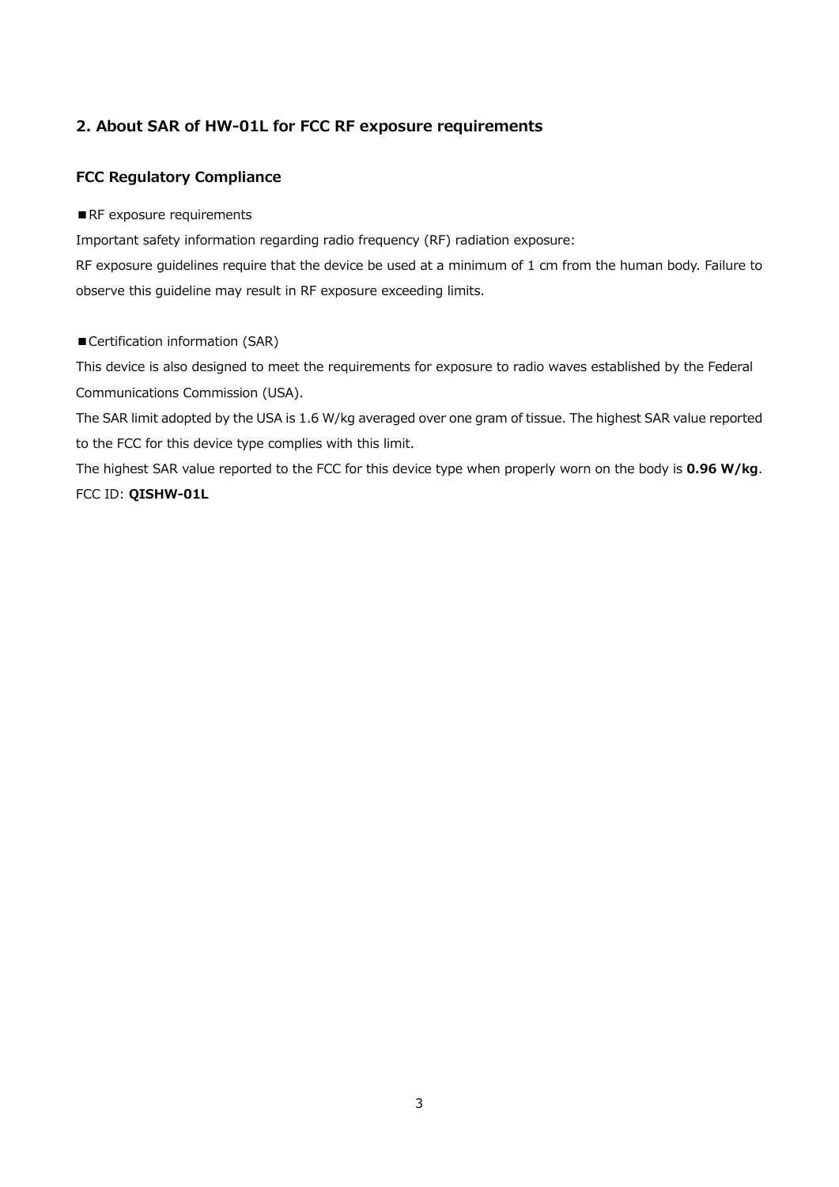## 2. About SAR of HW-01L for FCC RF exposure requirements

### FCC Regulatory Compliance

■RF exposure requirements

Important safety information regarding radio frequency (RF) radiation exposure:

RF exposure guidelines require that the device be used at a minimum of 1 cm from the human body. Failure to observe this guideline may result in RF exposure exceeding limits.

■Certification information (SAR)

This device is also designed to meet the requirements for exposure to radio waves established by the Federal Communications Commission (USA).

The SAR limit adopted by the USA is 1.6 W/kg averaged over one gram of tissue. The highest SAR value reported to the FCC for this device type complies with this limit.

The highest SAR value reported to the FCC for this device type when properly worn on the body is **0.96 W/kg**.

FCC ID: **QISHW-01L**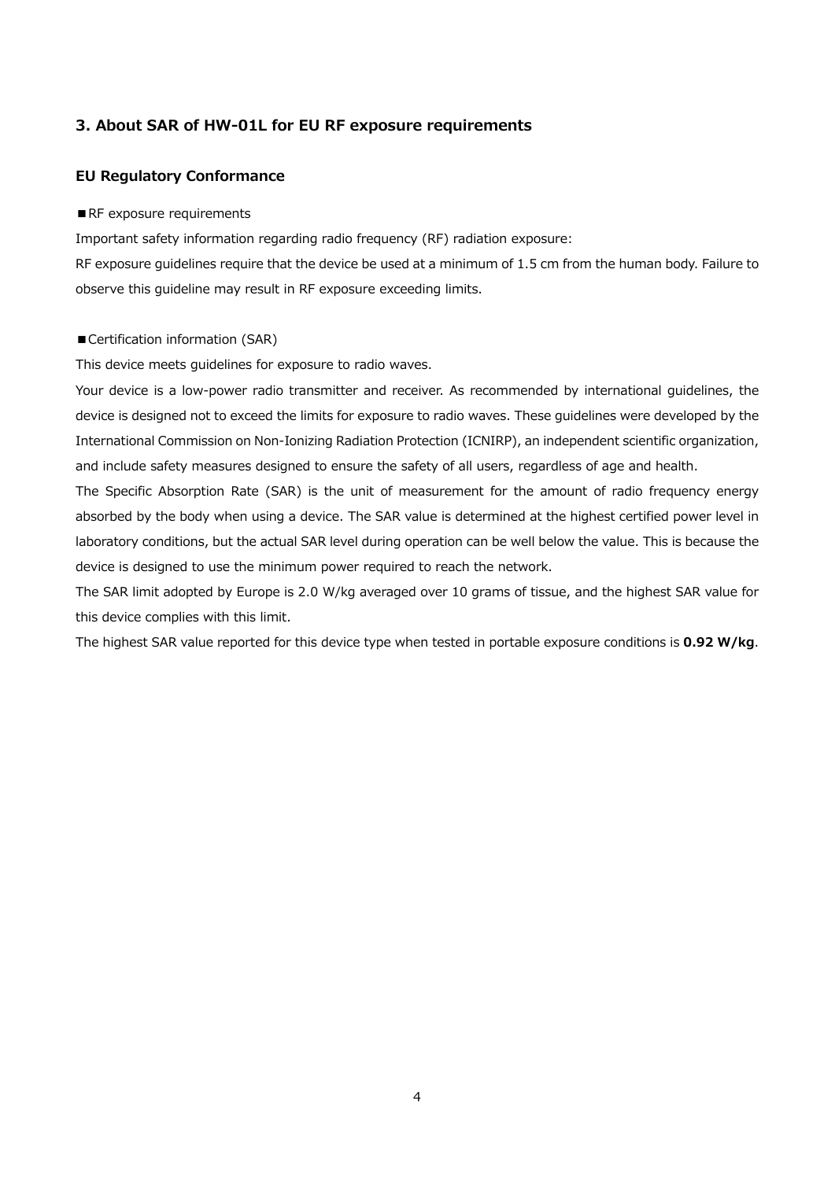## 3. About SAR of HW-01L for EU RF exposure requirements

### EU Regulatory Conformance

■RF exposure requirements

Important safety information regarding radio frequency (RF) radiation exposure:

RF exposure guidelines require that the device be used at a minimum of 1.5 cm from the human body. Failure to observe this guideline may result in RF exposure exceeding limits.

■Certification information (SAR)

This device meets guidelines for exposure to radio waves.

Your device is a low-power radio transmitter and receiver. As recommended by international guidelines, the device is designed not to exceed the limits for exposure to radio waves. These guidelines were developed by the International Commission on Non-Ionizing Radiation Protection (ICNIRP), an independent scientific organization, and include safety measures designed to ensure the safety of all users, regardless of age and health.

The Specific Absorption Rate (SAR) is the unit of measurement for the amount of radio frequency energy absorbed by the body when using a device. The SAR value is determined at the highest certified power level in laboratory conditions, but the actual SAR level during operation can be well below the value. This is because the device is designed to use the minimum power required to reach the network.

The SAR limit adopted by Europe is 2.0 W/kg averaged over 10 grams of tissue, and the highest SAR value for this device complies with this limit.

The highest SAR value reported for this device type when tested in portable exposure conditions is **0.92 W/kg**.